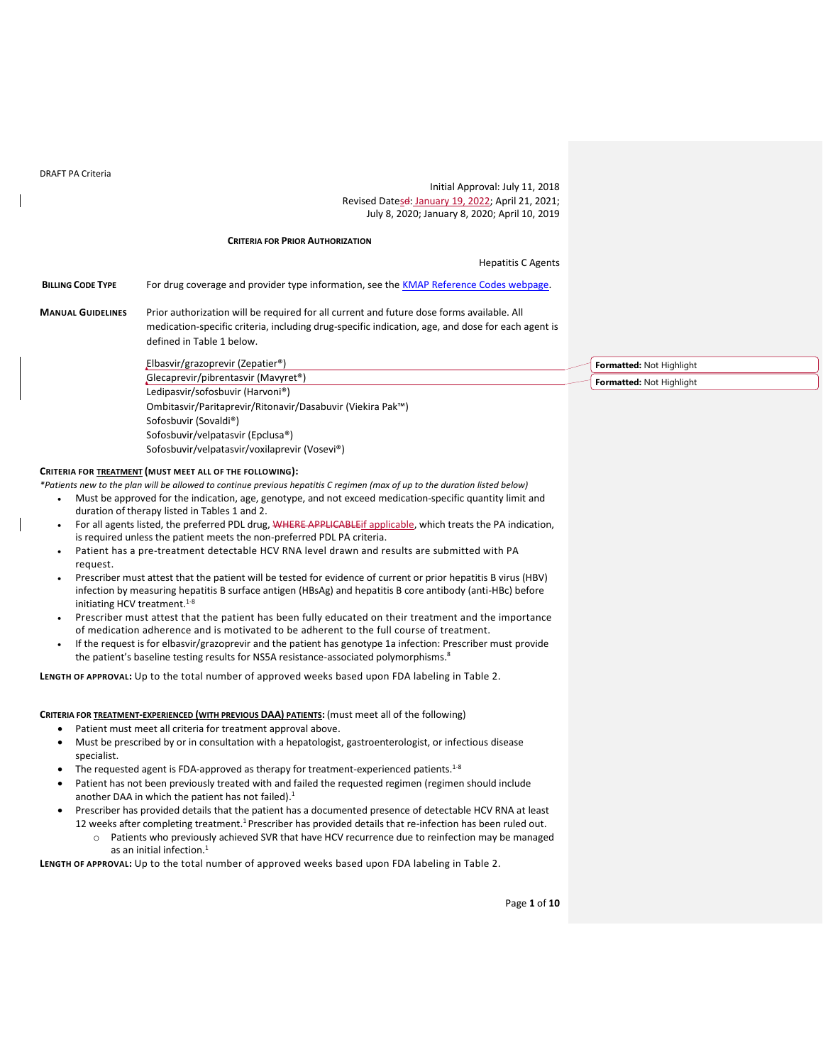DRAFT PA Criteria

Initial Approval: July 11, 2018
Revised Dates: January 19, 2022; April 21, 2021; July 8, 2020; January 8, 2020; April 10, 2019

**CRITERIA FOR PRIOR AUTHORIZATION**

Hepatitis C Agents

**BILLING CODE TYPE** For drug coverage and provider type information, see the KMAP Reference Codes webpage.

**MANUAL GUIDELINES** Prior authorization will be required for all current and future dose forms available. All medication-specific criteria, including drug-specific indication, age, and dose for each agent is defined in Table 1 below.

Elbasvir/grazoprevir (Zepatier®)
Glecaprevir/pibrentasvir (Mavyret®)
Ledipasvir/sofosbuvir (Harvoni®)
Ombitasvir/Paritaprevir/Ritonavir/Dasabuvir (Viekira Pak™)
Sofosbuvir (Sovaldi®)
Sofosbuvir/velpatasvir (Epclusa®)
Sofosbuvir/velpatasvir/voxilaprevir (Vosevi®)

**CRITERIA FOR TREATMENT (MUST MEET ALL OF THE FOLLOWING):**

*\*Patients new to the plan will be allowed to continue previous hepatitis C regimen (max of up to the duration listed below)*

- Must be approved for the indication, age, genotype, and not exceed medication-specific quantity limit and duration of therapy listed in Tables 1 and 2.
- For all agents listed, the preferred PDL drug, if applicable, which treats the PA indication, is required unless the patient meets the non-preferred PDL PA criteria.
- Patient has a pre-treatment detectable HCV RNA level drawn and results are submitted with PA request.
- Prescriber must attest that the patient will be tested for evidence of current or prior hepatitis B virus (HBV) infection by measuring hepatitis B surface antigen (HBsAg) and hepatitis B core antibody (anti-HBc) before initiating HCV treatment.[1-8]
- Prescriber must attest that the patient has been fully educated on their treatment and the importance of medication adherence and is motivated to be adherent to the full course of treatment.
- If the request is for elbasvir/grazoprevir and the patient has genotype 1a infection: Prescriber must provide the patient's baseline testing results for NS5A resistance-associated polymorphisms.[8]

**LENGTH OF APPROVAL:** Up to the total number of approved weeks based upon FDA labeling in Table 2.

**CRITERIA FOR TREATMENT-EXPERIENCED (WITH PREVIOUS DAA) PATIENTS:** (must meet all of the following)

- Patient must meet all criteria for treatment approval above.
- Must be prescribed by or in consultation with a hepatologist, gastroenterologist, or infectious disease specialist.
- The requested agent is FDA-approved as therapy for treatment-experienced patients.[1-8]
- Patient has not been previously treated with and failed the requested regimen (regimen should include another DAA in which the patient has not failed).[1]
- Prescriber has provided details that the patient has a documented presence of detectable HCV RNA at least 12 weeks after completing treatment.[1] Prescriber has provided details that re-infection has been ruled out.
    - Patients who previously achieved SVR that have HCV recurrence due to reinfection may be managed as an initial infection.[1]

**LENGTH OF APPROVAL:** Up to the total number of approved weeks based upon FDA labeling in Table 2.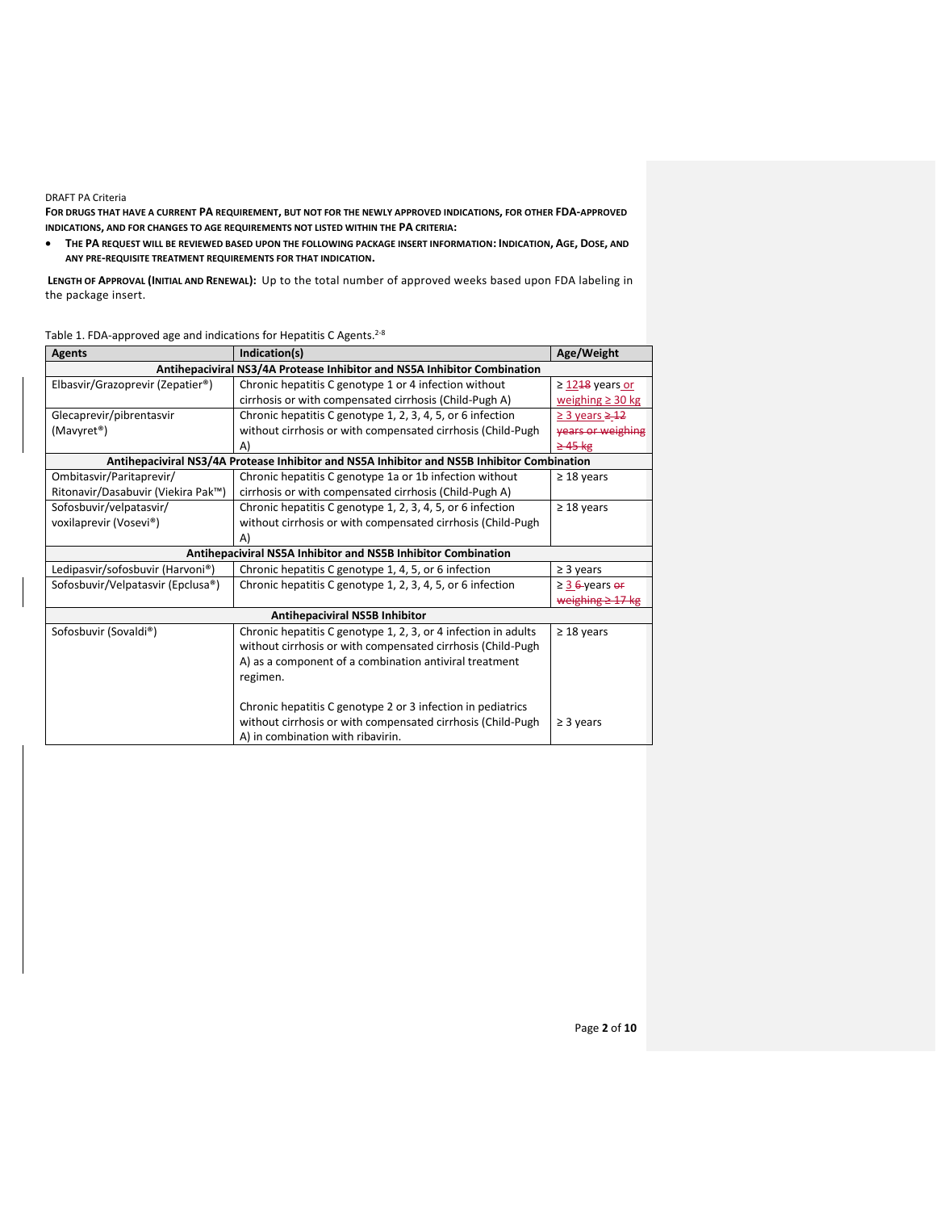DRAFT PA Criteria

**FOR DRUGS THAT HAVE A CURRENT PA REQUIREMENT, BUT NOT FOR THE NEWLY APPROVED INDICATIONS, FOR OTHER FDA-APPROVED INDICATIONS, AND FOR CHANGES TO AGE REQUIREMENTS NOT LISTED WITHIN THE PA CRITERIA:**

- **THE PA REQUEST WILL BE REVIEWED BASED UPON THE FOLLOWING PACKAGE INSERT INFORMATION: INDICATION, AGE, DOSE, AND ANY PRE-REQUISITE TREATMENT REQUIREMENTS FOR THAT INDICATION.**

**LENGTH OF APPROVAL (INITIAL AND RENEWAL):** Up to the total number of approved weeks based upon FDA labeling in the package insert.

Table 1. FDA-approved age and indications for Hepatitis C Agents.[2-8]

| Agents | Indication(s) | Age/Weight |
|---|---|---|
| **Antihepaciviral NS3/4A Protease Inhibitor and NS5A Inhibitor Combination** | | |
| Elbasvir/Grazoprevir (Zepatier®) | Chronic hepatitis C genotype 1 or 4 infection without cirrhosis or with compensated cirrhosis (Child-Pugh A) | ≥ 12~~18~~ years or weighing ≥ 30 kg |
| Glecaprevir/pibrentasvir (Mavyret®) | Chronic hepatitis C genotype 1, 2, 3, 4, 5, or 6 infection without cirrhosis or with compensated cirrhosis (Child-Pugh A) | ≥ 3 years ~~≥ 12 years or weighing ≥ 45 kg~~ |
| **Antihepaciviral NS3/4A Protease Inhibitor and NS5A Inhibitor and NS5B Inhibitor Combination** | | |
| Ombitasvir/Paritaprevir/ Ritonavir/Dasabuvir (Viekira Pak™) | Chronic hepatitis C genotype 1a or 1b infection without cirrhosis or with compensated cirrhosis (Child-Pugh A) | ≥ 18 years |
| Sofosbuvir/velpatasvir/ voxilaprevir (Vosevi®) | Chronic hepatitis C genotype 1, 2, 3, 4, 5, or 6 infection without cirrhosis or with compensated cirrhosis (Child-Pugh A) | ≥ 18 years |
| **Antihepaciviral NS5A Inhibitor and NS5B Inhibitor Combination** | | |
| Ledipasvir/sofosbuvir (Harvoni®) | Chronic hepatitis C genotype 1, 4, 5, or 6 infection | ≥ 3 years |
| Sofosbuvir/Velpatasvir (Epclusa®) | Chronic hepatitis C genotype 1, 2, 3, 4, 5, or 6 infection | ≥ 3 ~~6~~ years ~~or weighing ≥ 17 kg~~ |
| **Antihepaciviral NS5B Inhibitor** | | |
| Sofosbuvir (Sovaldi®) | Chronic hepatitis C genotype 1, 2, 3, or 4 infection in adults without cirrhosis or with compensated cirrhosis (Child-Pugh A) as a component of a combination antiviral treatment regimen.<br><br>Chronic hepatitis C genotype 2 or 3 infection in pediatrics without cirrhosis or with compensated cirrhosis (Child-Pugh A) in combination with ribavirin. | ≥ 18 years<br><br>≥ 3 years |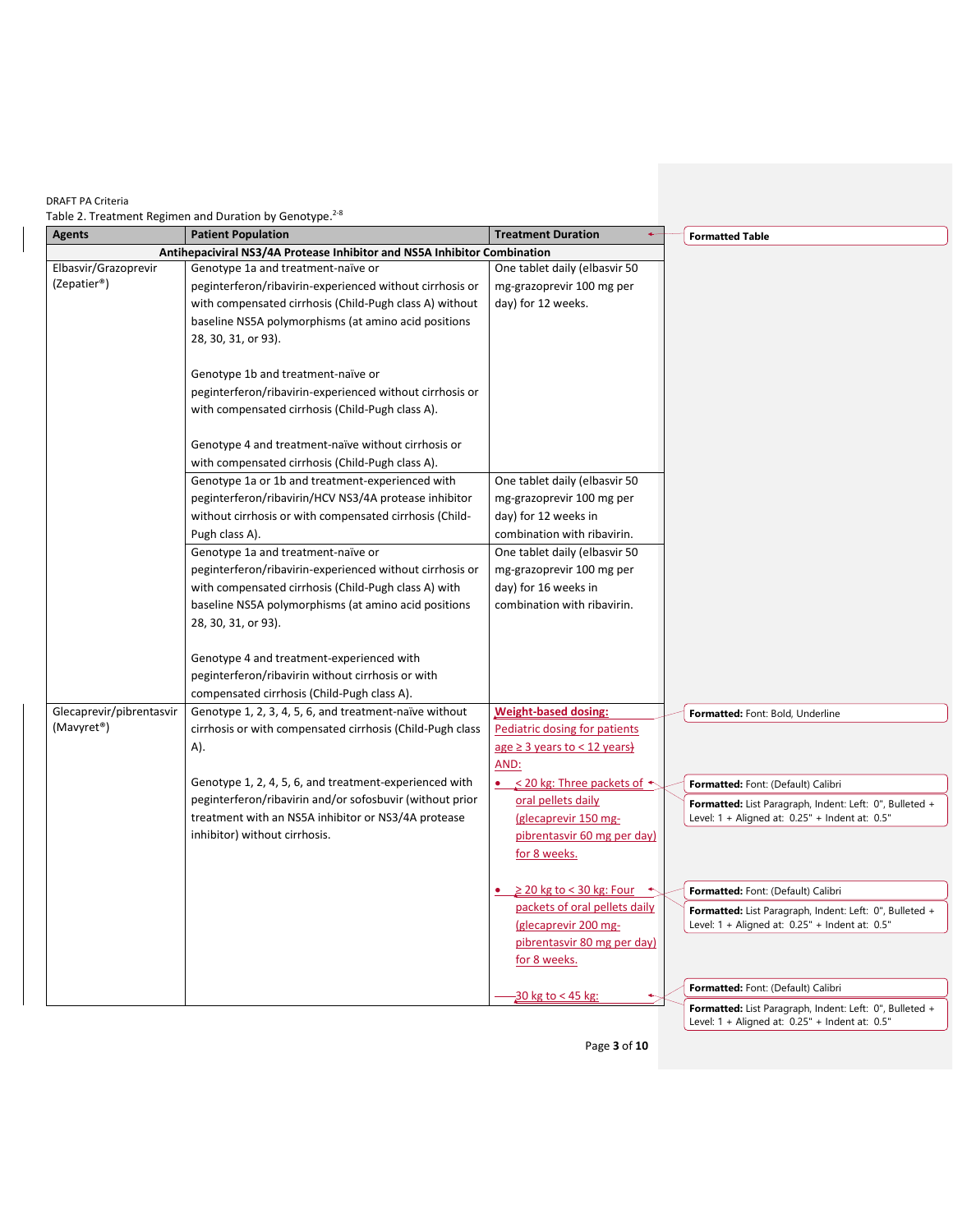DRAFT PA Criteria

Table 2. Treatment Regimen and Duration by Genotype.[2-8]

| Agents | Patient Population | Treatment Duration |
|---|---|---|
| **Antihepaciviral NS3/4A Protease Inhibitor and NS5A Inhibitor Combination** | | |
| Elbasvir/Grazoprevir (Zepatier®) | Genotype 1a and treatment-naïve or peginterferon/ribavirin-experienced without cirrhosis or with compensated cirrhosis (Child-Pugh class A) without baseline NS5A polymorphisms (at amino acid positions 28, 30, 31, or 93).<br><br>Genotype 1b and treatment-naïve or peginterferon/ribavirin-experienced without cirrhosis or with compensated cirrhosis (Child-Pugh class A).<br><br>Genotype 4 and treatment-naïve without cirrhosis or with compensated cirrhosis (Child-Pugh class A). | One tablet daily (elbasvir 50 mg-grazoprevir 100 mg per day) for 12 weeks. |
| | Genotype 1a or 1b and treatment-experienced with peginterferon/ribavirin/HCV NS3/4A protease inhibitor without cirrhosis or with compensated cirrhosis (Child-Pugh class A). | One tablet daily (elbasvir 50 mg-grazoprevir 100 mg per day) for 12 weeks in combination with ribavirin. |
| | Genotype 1a and treatment-naïve or peginterferon/ribavirin-experienced without cirrhosis or with compensated cirrhosis (Child-Pugh class A) with baseline NS5A polymorphisms (at amino acid positions 28, 30, 31, or 93).<br><br>Genotype 4 and treatment-experienced with peginterferon/ribavirin without cirrhosis or with compensated cirrhosis (Child-Pugh class A). | One tablet daily (elbasvir 50 mg-grazoprevir 100 mg per day) for 16 weeks in combination with ribavirin. |
| Glecaprevir/pibrentasvir (Mavyret®) | Genotype 1, 2, 3, 4, 5, 6, and treatment-naïve without cirrhosis or with compensated cirrhosis (Child-Pugh class A).<br><br>Genotype 1, 2, 4, 5, 6, and treatment-experienced with peginterferon/ribavirin and/or sofosbuvir (without prior treatment with an NS5A inhibitor or NS3/4A protease inhibitor) without cirrhosis. | **Weight-based dosing:**<br>Pediatric dosing for patients age ≥ 3 years to < 12 years)<br>AND:<br>• < 20 kg: Three packets of oral pellets daily (glecaprevir 150 mg-pibrentasvir 60 mg per day) for 8 weeks.<br>• ≥ 20 kg to < 30 kg: Four packets of oral pellets daily (glecaprevir 200 mg-pibrentasvir 80 mg per day) for 8 weeks.<br>• 30 kg to < 45 kg: |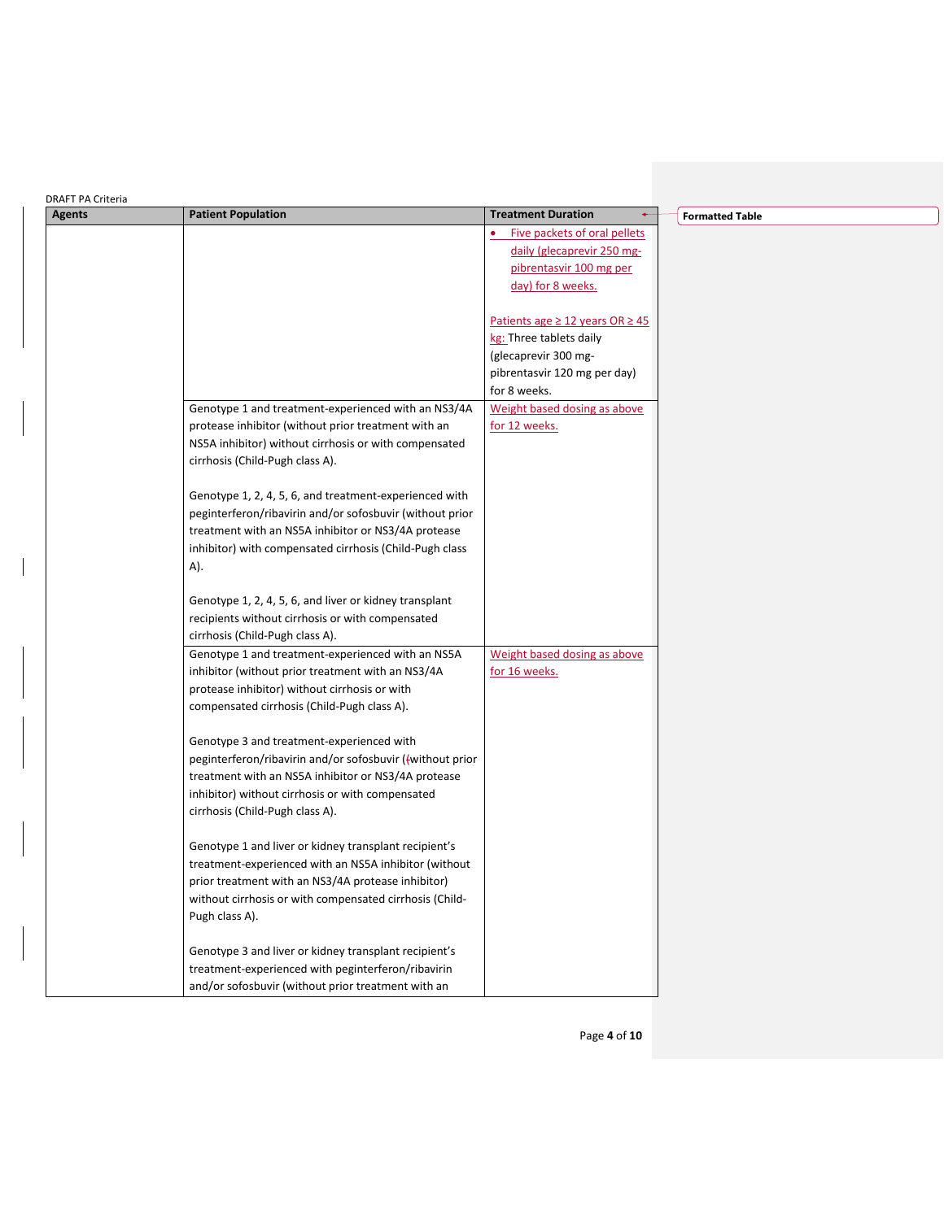DRAFT PA Criteria

| Agents | Patient Population | Treatment Duration |
|---|---|---|
| | | • Five packets of oral pellets daily (glecaprevir 250 mg-pibrentasvir 100 mg per day) for 8 weeks.<br><br>Patients age ≥ 12 years OR ≥ 45 kg: Three tablets daily (glecaprevir 300 mg-pibrentasvir 120 mg per day) for 8 weeks. |
| | Genotype 1 and treatment-experienced with an NS3/4A protease inhibitor (without prior treatment with an NS5A inhibitor) without cirrhosis or with compensated cirrhosis (Child-Pugh class A).<br><br>Genotype 1, 2, 4, 5, 6, and treatment-experienced with peginterferon/ribavirin and/or sofosbuvir (without prior treatment with an NS5A inhibitor or NS3/4A protease inhibitor) with compensated cirrhosis (Child-Pugh class A).<br><br>Genotype 1, 2, 4, 5, 6, and liver or kidney transplant recipients without cirrhosis or with compensated cirrhosis (Child-Pugh class A). | Weight based dosing as above for 12 weeks. |
| | Genotype 1 and treatment-experienced with an NS5A inhibitor (without prior treatment with an NS3/4A protease inhibitor) without cirrhosis or with compensated cirrhosis (Child-Pugh class A).<br><br>Genotype 3 and treatment-experienced with peginterferon/ribavirin and/or sofosbuvir (without prior treatment with an NS5A inhibitor or NS3/4A protease inhibitor) without cirrhosis or with compensated cirrhosis (Child-Pugh class A).<br><br>Genotype 1 and liver or kidney transplant recipient's treatment-experienced with an NS5A inhibitor (without prior treatment with an NS3/4A protease inhibitor) without cirrhosis or with compensated cirrhosis (Child-Pugh class A).<br><br>Genotype 3 and liver or kidney transplant recipient's treatment-experienced with peginterferon/ribavirin and/or sofosbuvir (without prior treatment with an | Weight based dosing as above for 16 weeks. |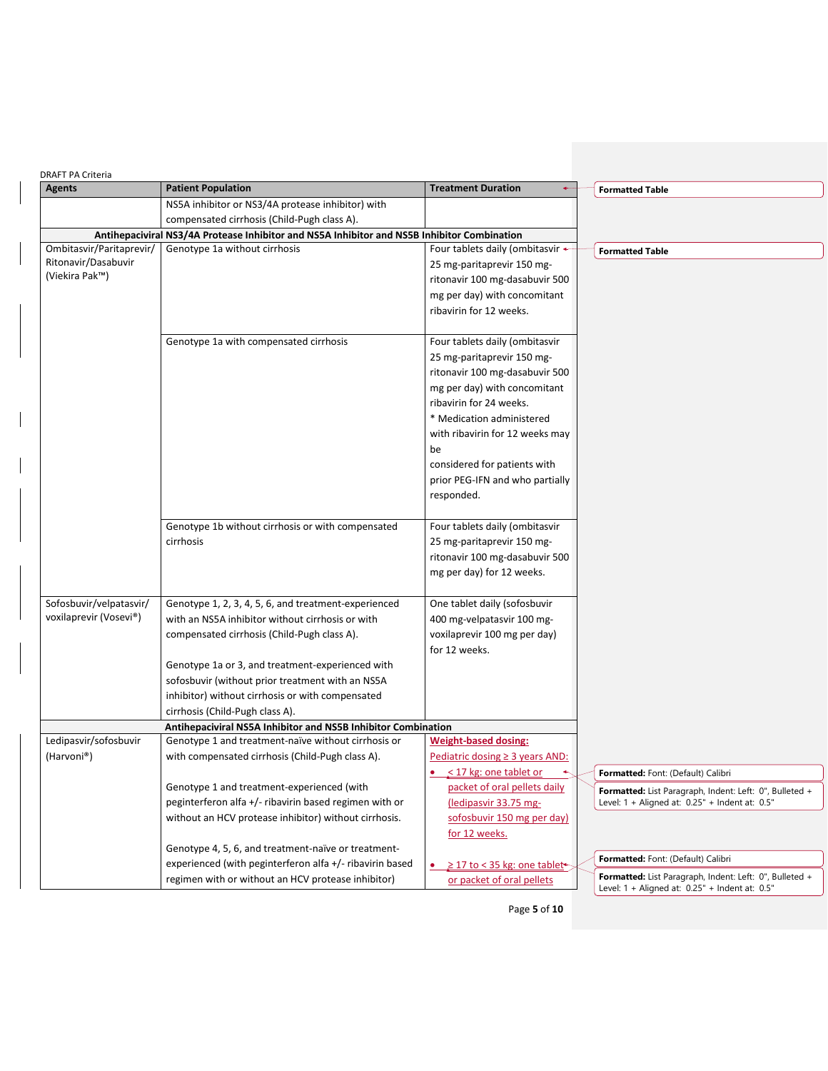DRAFT PA Criteria

| Agents | Patient Population | Treatment Duration |
|---|---|---|
| | NS5A inhibitor or NS3/4A protease inhibitor) with compensated cirrhosis (Child-Pugh class A). | |
| **Antihepaciviral NS3/4A Protease Inhibitor and NS5A Inhibitor and NS5B Inhibitor Combination** | | |
| Ombitasvir/Paritaprevir/ Ritonavir/Dasabuvir (Viekira Pak™) | Genotype 1a without cirrhosis | Four tablets daily (ombitasvir 25 mg-paritaprevir 150 mg-ritonavir 100 mg-dasabuvir 500 mg per day) with concomitant ribavirin for 12 weeks. |
| | Genotype 1a with compensated cirrhosis | Four tablets daily (ombitasvir 25 mg-paritaprevir 150 mg-ritonavir 100 mg-dasabuvir 500 mg per day) with concomitant ribavirin for 24 weeks.<br>* Medication administered with ribavirin for 12 weeks may be considered for patients with prior PEG-IFN and who partially responded. |
| | Genotype 1b without cirrhosis or with compensated cirrhosis | Four tablets daily (ombitasvir 25 mg-paritaprevir 150 mg-ritonavir 100 mg-dasabuvir 500 mg per day) for 12 weeks. |
| Sofosbuvir/velpatasvir/ voxilaprevir (Vosevi®) | Genotype 1, 2, 3, 4, 5, 6, and treatment-experienced with an NS5A inhibitor without cirrhosis or with compensated cirrhosis (Child-Pugh class A).<br><br>Genotype 1a or 3, and treatment-experienced with sofosbuvir (without prior treatment with an NS5A inhibitor) without cirrhosis or with compensated cirrhosis (Child-Pugh class A). | One tablet daily (sofosbuvir 400 mg-velpatasvir 100 mg-voxilaprevir 100 mg per day) for 12 weeks. |
| **Antihepaciviral NS5A Inhibitor and NS5B Inhibitor Combination** | | |
| Ledipasvir/sofosbuvir (Harvoni®) | Genotype 1 and treatment-naïve without cirrhosis or with compensated cirrhosis (Child-Pugh class A).<br><br>Genotype 1 and treatment-experienced (with peginterferon alfa +/- ribavirin based regimen with or without an HCV protease inhibitor) without cirrhosis.<br><br>Genotype 4, 5, 6, and treatment-naïve or treatment-experienced (with peginterferon alfa +/- ribavirin based regimen with or without an HCV protease inhibitor) | **Weight-based dosing:**<br>Pediatric dosing ≥ 3 years AND:<br>• < 17 kg: one tablet or packet of oral pellets daily (ledipasvir 33.75 mg-sofosbuvir 150 mg per day) for 12 weeks.<br>• ≥ 17 to < 35 kg: one tablet or packet of oral pellets |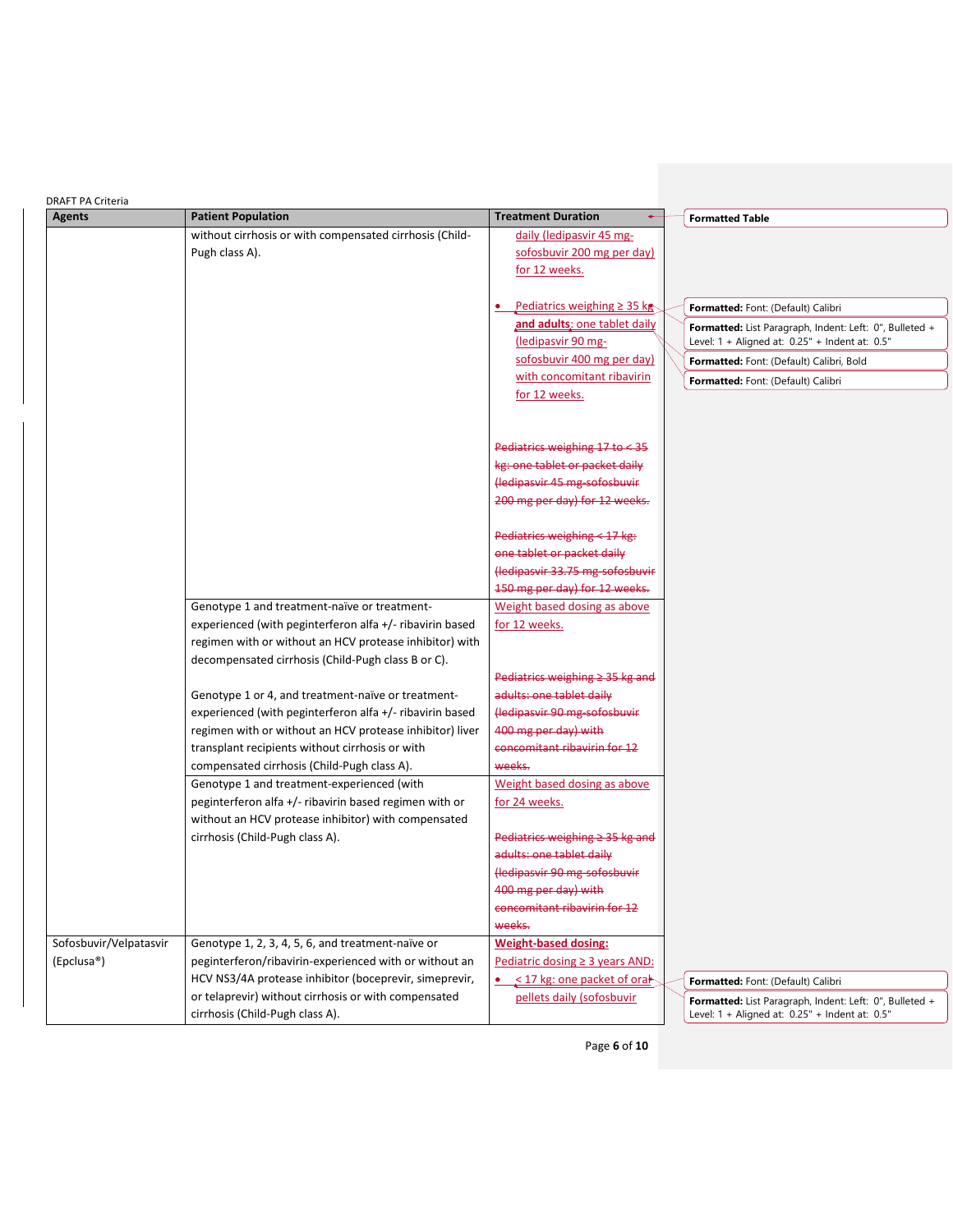DRAFT PA Criteria

| Agents | Patient Population | Treatment Duration |
|---|---|---|
| | without cirrhosis or with compensated cirrhosis (Child-Pugh class A). | daily (ledipasvir 45 mg-sofosbuvir 200 mg per day) for 12 weeks.<br><br>• Pediatrics weighing ≥ 35 kg **and adults**; one tablet daily (ledipasvir 90 mg-sofosbuvir 400 mg per day) with concomitant ribavirin for 12 weeks.<br><br>~~Pediatrics weighing 17 to < 35 kg: one tablet or packet daily (ledipasvir 45 mg-sofosbuvir 200 mg per day) for 12 weeks.~~<br><br>~~Pediatrics weighing < 17 kg: one tablet or packet daily (ledipasvir 33.75 mg-sofosbuvir 150 mg per day) for 12 weeks.~~ |
| | Genotype 1 and treatment-naïve or treatment-experienced (with peginterferon alfa +/- ribavirin based regimen with or without an HCV protease inhibitor) with decompensated cirrhosis (Child-Pugh class B or C).<br><br>Genotype 1 or 4, and treatment-naïve or treatment-experienced (with peginterferon alfa +/- ribavirin based regimen with or without an HCV protease inhibitor) liver transplant recipients without cirrhosis or with compensated cirrhosis (Child-Pugh class A). | Weight based dosing as above for 12 weeks.<br><br>~~Pediatrics weighing ≥ 35 kg and adults: one tablet daily (ledipasvir 90 mg-sofosbuvir 400 mg per day) with concomitant ribavirin for 12 weeks.~~ |
| | Genotype 1 and treatment-experienced (with peginterferon alfa +/- ribavirin based regimen with or without an HCV protease inhibitor) with compensated cirrhosis (Child-Pugh class A). | Weight based dosing as above for 24 weeks.<br><br>~~Pediatrics weighing ≥ 35 kg and adults: one tablet daily (ledipasvir 90 mg-sofosbuvir 400 mg per day) with concomitant ribavirin for 12 weeks.~~ |
| Sofosbuvir/Velpatasvir (Epclusa®) | Genotype 1, 2, 3, 4, 5, 6, and treatment-naïve or peginterferon/ribavirin-experienced with or without an HCV NS3/4A protease inhibitor (boceprevir, simeprevir, or telaprevir) without cirrhosis or with compensated cirrhosis (Child-Pugh class A). | **Weight-based dosing:**<br>Pediatric dosing ≥ 3 years AND:<br>• < 17 kg: one packet of oral pellets daily (sofosbuvir |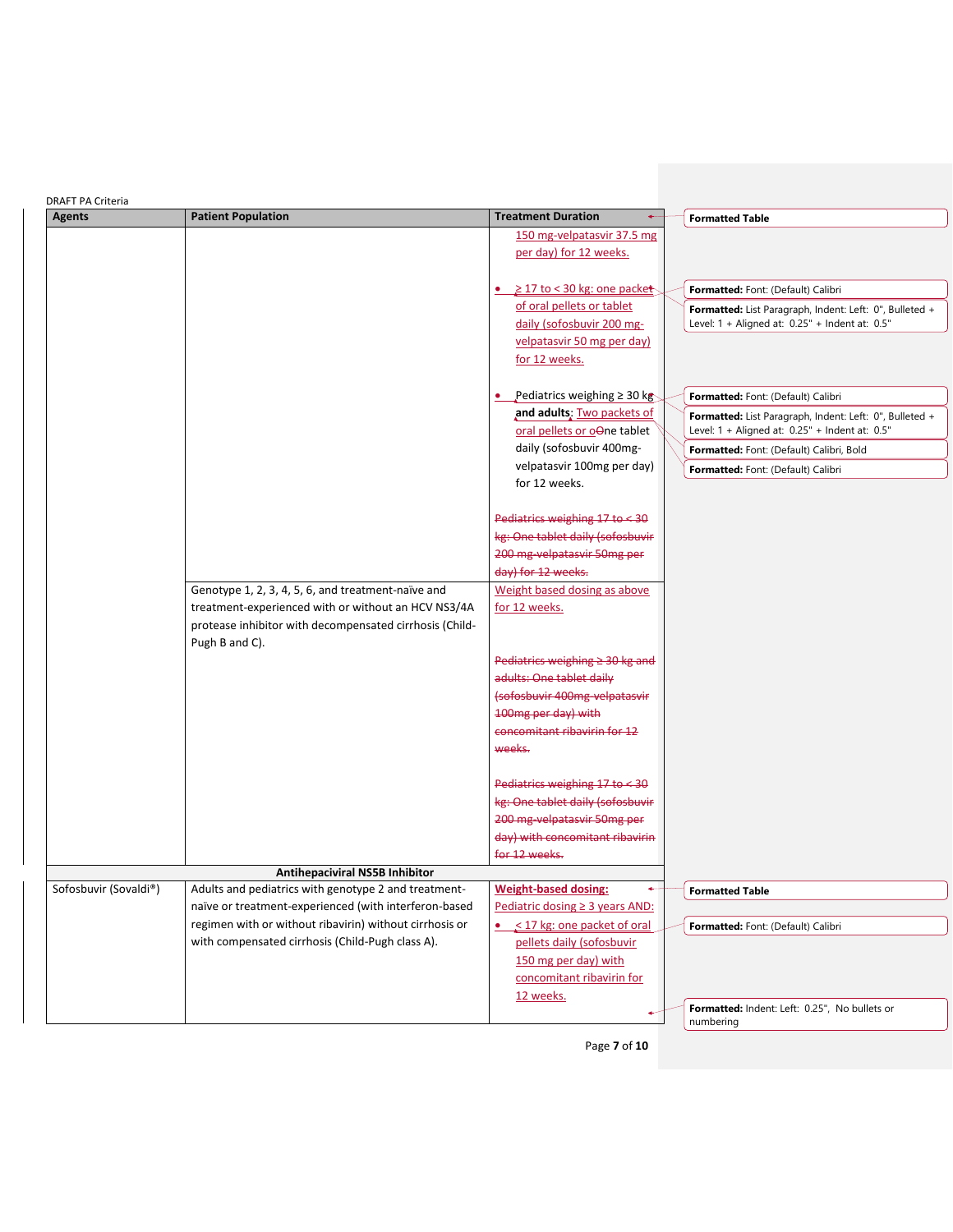DRAFT PA Criteria

| Agents | Patient Population | Treatment Duration |
|---|---|---|
| | | 150 mg-velpatasvir 37.5 mg per day) for 12 weeks.<br><br>• ≥ 17 to < 30 kg: one packet of oral pellets or tablet daily (sofosbuvir 200 mg-velpatasvir 50 mg per day) for 12 weeks.<br><br>• Pediatrics weighing ≥ 30 kg **and adults**: Two packets of oral pellets or oOne tablet daily (sofosbuvir 400mg-velpatasvir 100mg per day) for 12 weeks.<br><br>~~Pediatrics weighing 17 to < 30 kg: One tablet daily (sofosbuvir 200 mg-velpatasvir 50mg per day) for 12 weeks.~~ |
| | Genotype 1, 2, 3, 4, 5, 6, and treatment-naïve and treatment-experienced with or without an HCV NS3/4A protease inhibitor with decompensated cirrhosis (Child-Pugh B and C). | Weight based dosing as above for 12 weeks.<br><br>~~Pediatrics weighing ≥ 30 kg and adults: One tablet daily (sofosbuvir 400mg-velpatasvir 100mg per day) with concomitant ribavirin for 12 weeks.~~<br><br>~~Pediatrics weighing 17 to < 30 kg: One tablet daily (sofosbuvir 200 mg-velpatasvir 50mg per day) with concomitant ribavirin for 12 weeks.~~ |
| **Antihepaciviral NS5B Inhibitor** | | |
| Sofosbuvir (Sovaldi®) | Adults and pediatrics with genotype 2 and treatment-naïve or treatment-experienced (with interferon-based regimen with or without ribavirin) without cirrhosis or with compensated cirrhosis (Child-Pugh class A). | **Weight-based dosing:**<br>Pediatric dosing ≥ 3 years AND:<br>• < 17 kg: one packet of oral pellets daily (sofosbuvir 150 mg per day) with concomitant ribavirin for 12 weeks. |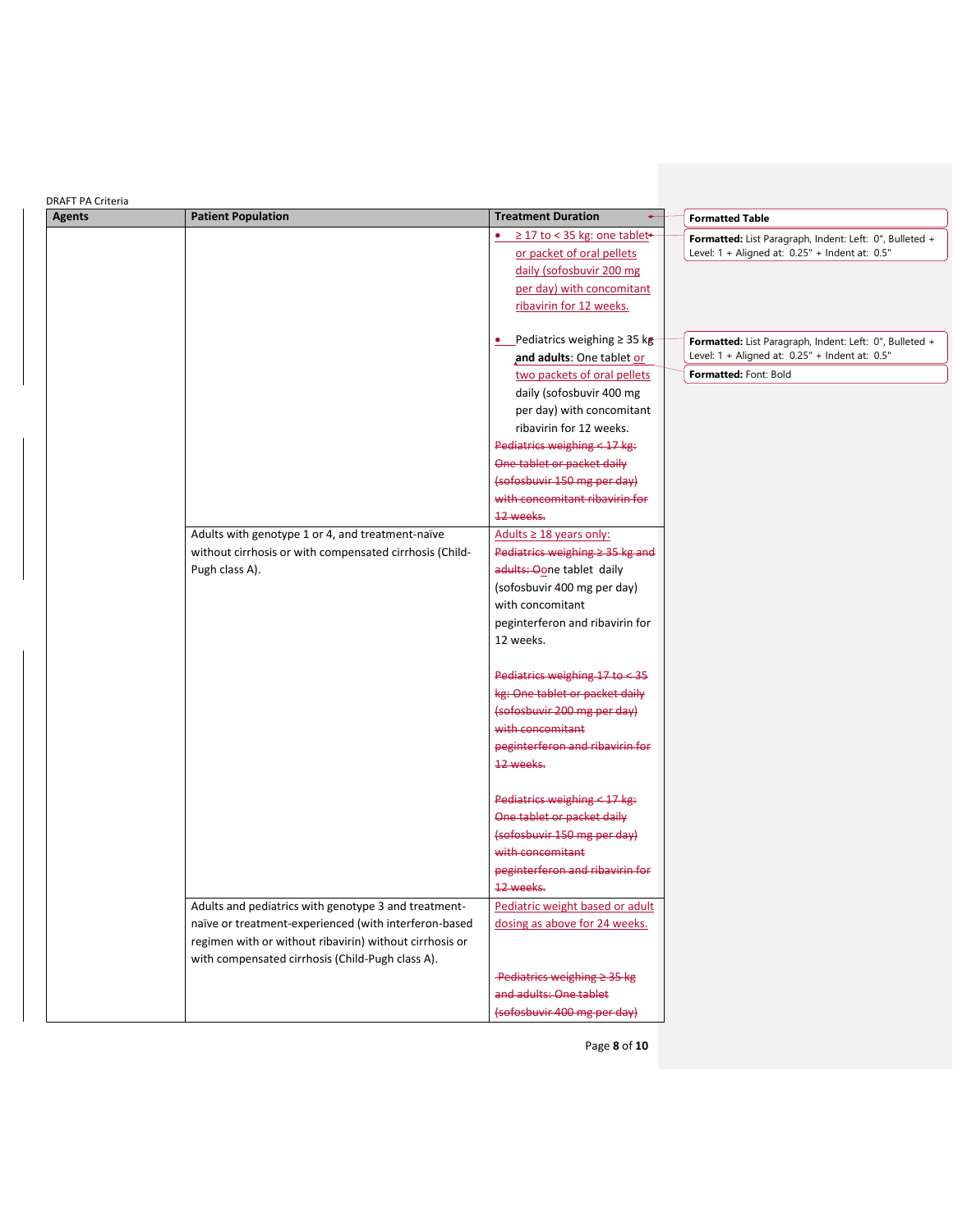| Agents | Patient Population | Treatment Duration |
|---|---|---|
| | | • ≥ 17 to < 35 kg: one tablet or packet of oral pellets daily (sofosbuvir 200 mg per day) with concomitant ribavirin for 12 weeks.<br><br>• Pediatrics weighing ≥ 35 kg **and adults**: One tablet or two packets of oral pellets daily (sofosbuvir 400 mg per day) with concomitant ribavirin for 12 weeks.<br>~~Pediatrics weighing < 17 kg: One tablet or packet daily (sofosbuvir 150 mg per day) with concomitant ribavirin for 12 weeks.~~ |
| | Adults with genotype 1 or 4, and treatment-naïve without cirrhosis or with compensated cirrhosis (Child-Pugh class A). | Adults ≥ 18 years only:<br>~~Pediatrics weighing ≥ 35 kg and adults: O~~one tablet daily (sofosbuvir 400 mg per day) with concomitant peginterferon and ribavirin for 12 weeks.<br><br>~~Pediatrics weighing 17 to < 35 kg: One tablet or packet daily (sofosbuvir 200 mg per day) with concomitant peginterferon and ribavirin for 12 weeks.~~<br><br>~~Pediatrics weighing < 17 kg: One tablet or packet daily (sofosbuvir 150 mg per day) with concomitant peginterferon and ribavirin for 12 weeks.~~ |
| | Adults and pediatrics with genotype 3 and treatment-naïve or treatment-experienced (with interferon-based regimen with or without ribavirin) without cirrhosis or with compensated cirrhosis (Child-Pugh class A). | Pediatric weight based or adult dosing as above for 24 weeks.<br><br>~~Pediatrics weighing ≥ 35 kg and adults: One tablet (sofosbuvir 400 mg per day)~~ |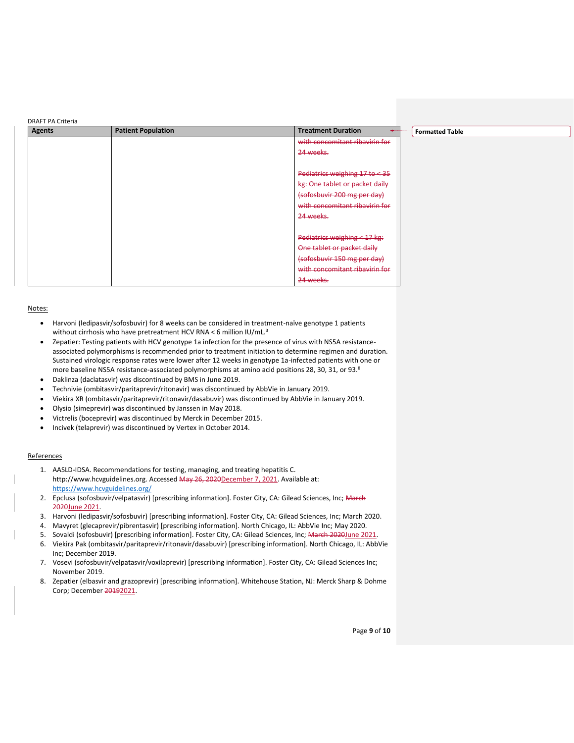DRAFT PA Criteria

| Agents | Patient Population | Treatment Duration |
| --- | --- | --- |
| | | ~~with concomitant ribavirin for 24 weeks.~~<br><br>~~Pediatrics weighing 17 to < 35 kg: One tablet or packet daily (sofosbuvir 200 mg per day) with concomitant ribavirin for 24 weeks.~~<br><br>~~Pediatrics weighing < 17 kg: One tablet or packet daily (sofosbuvir 150 mg per day) with concomitant ribavirin for 24 weeks.~~ |

Formatted Table

Notes:

- Harvoni (ledipasvir/sofosbuvir) for 8 weeks can be considered in treatment-naïve genotype 1 patients without cirrhosis who have pretreatment HCV RNA < 6 million IU/mL.[3]
- Zepatier: Testing patients with HCV genotype 1a infection for the presence of virus with NS5A resistance-associated polymorphisms is recommended prior to treatment initiation to determine regimen and duration. Sustained virologic response rates were lower after 12 weeks in genotype 1a-infected patients with one or more baseline NS5A resistance-associated polymorphisms at amino acid positions 28, 30, 31, or 93.[8]
- Daklinza (daclatasvir) was discontinued by BMS in June 2019.
- Technivie (ombitasvir/paritaprevir/ritonavir) was discontinued by AbbVie in January 2019.
- Viekira XR (ombitasvir/paritaprevir/ritonavir/dasabuvir) was discontinued by AbbVie in January 2019.
- Olysio (simeprevir) was discontinued by Janssen in May 2018.
- Victrelis (boceprevir) was discontinued by Merck in December 2015.
- Incivek (telaprevir) was discontinued by Vertex in October 2014.

References

1. AASLD-IDSA. Recommendations for testing, managing, and treating hepatitis C. http://www.hcvguidelines.org. Accessed ~~May 26, 2020~~December 7, 2021. Available at: https://www.hcvguidelines.org/
2. Epclusa (sofosbuvir/velpatasvir) [prescribing information]. Foster City, CA: Gilead Sciences, Inc; ~~March 2020~~June 2021.
3. Harvoni (ledipasvir/sofosbuvir) [prescribing information]. Foster City, CA: Gilead Sciences, Inc; March 2020.
4. Mavyret (glecaprevir/pibrentasvir) [prescribing information]. North Chicago, IL: AbbVie Inc; May 2020.
5. Sovaldi (sofosbuvir) [prescribing information]. Foster City, CA: Gilead Sciences, Inc; ~~March 2020~~June 2021.
6. Viekira Pak (ombitasvir/paritaprevir/ritonavir/dasabuvir) [prescribing information]. North Chicago, IL: AbbVie Inc; December 2019.
7. Vosevi (sofosbuvir/velpatasvir/voxilaprevir) [prescribing information]. Foster City, CA: Gilead Sciences Inc; November 2019.
8. Zepatier (elbasvir and grazoprevir) [prescribing information]. Whitehouse Station, NJ: Merck Sharp & Dohme Corp; December ~~2019~~2021.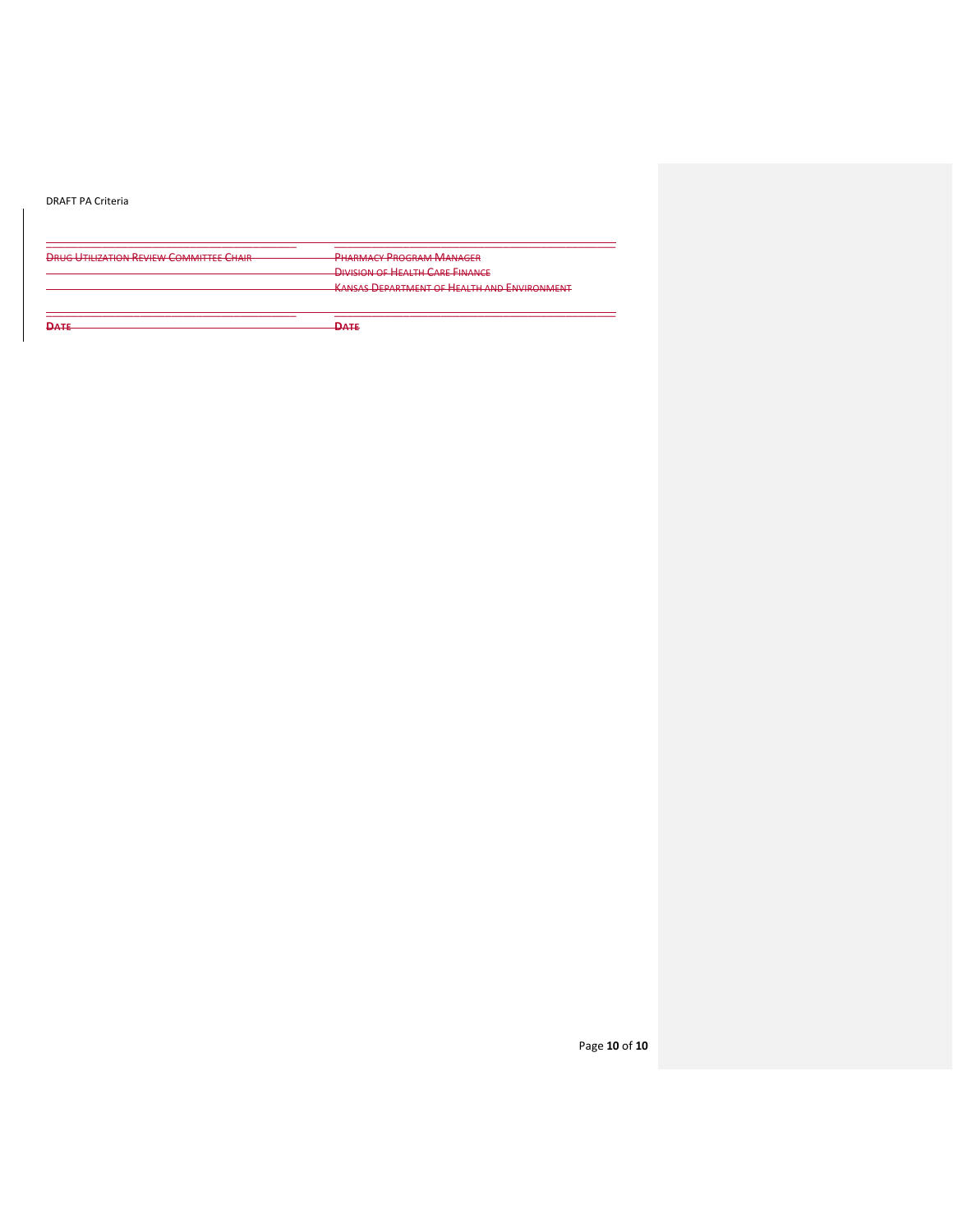DRAFT PA Criteria

| | |
|---|---|
| ~~Drug Utilization Review Committee Chair~~ | ~~Pharmacy Program Manager~~ |
| | ~~Division of Health Care Finance~~ |
| | ~~Kansas Department of Health and Environment~~ |
| ~~**Date**~~ | ~~**Date**~~ |